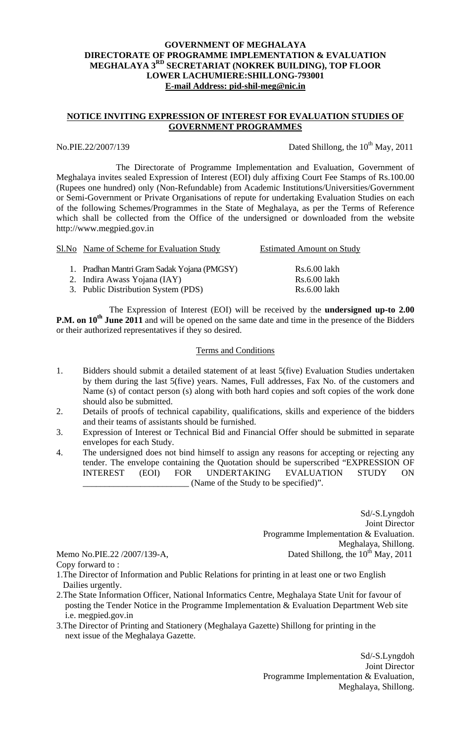**GOVERNMENT OF MEGHALAYA**
**DIRECTORATE OF PROGRAMME IMPLEMENTATION & EVALUATION**
**MEGHALAYA 3RD SECRETARIAT (NOKREK BUILDING), TOP FLOOR**
**LOWER LACHUMIERE:SHILLONG-793001**
**E-mail Address: pid-shil-meg@nic.in**

## NOTICE INVITING EXPRESSION OF INTEREST FOR EVALUATION STUDIES OF GOVERNMENT PROGRAMMES

No.PIE.22/2007/139 Dated Shillong, the 10th May, 2011

The Directorate of Programme Implementation and Evaluation, Government of Meghalaya invites sealed Expression of Interest (EOI) duly affixing Court Fee Stamps of Rs.100.00 (Rupees one hundred) only (Non-Refundable) from Academic Institutions/Universities/Government or Semi-Government or Private Organisations of repute for undertaking Evaluation Studies on each of the following Schemes/Programmes in the State of Meghalaya, as per the Terms of Reference which shall be collected from the Office of the undersigned or downloaded from the website http://www.megpied.gov.in

| Sl.No | Name of Scheme for Evaluation Study | Estimated Amount on Study |
|---|---|---|
| 1. | Pradhan Mantri Gram Sadak Yojana (PMGSY) | Rs.6.00 lakh |
| 2. | Indira Awass Yojana (IAY) | Rs.6.00 lakh |
| 3. | Public Distribution System (PDS) | Rs.6.00 lakh |

The Expression of Interest (EOI) will be received by the **undersigned up-to 2.00 P.M. on 10th June 2011** and will be opened on the same date and time in the presence of the Bidders or their authorized representatives if they so desired.

### Terms and Conditions

1. Bidders should submit a detailed statement of at least 5(five) Evaluation Studies undertaken by them during the last 5(five) years. Names, Full addresses, Fax No. of the customers and Name (s) of contact person (s) along with both hard copies and soft copies of the work done should also be submitted.
2. Details of proofs of technical capability, qualifications, skills and experience of the bidders and their teams of assistants should be furnished.
3. Expression of Interest or Technical Bid and Financial Offer should be submitted in separate envelopes for each Study.
4. The undersigned does not bind himself to assign any reasons for accepting or rejecting any tender. The envelope containing the Quotation should be superscribed "EXPRESSION OF INTEREST (EOI) FOR UNDERTAKING EVALUATION STUDY ON ________________________ (Name of the Study to be specified)".

Sd/-S.Lyngdoh
Joint Director
Programme Implementation & Evaluation.
Meghalaya, Shillong.

Memo No.PIE.22 /2007/139-A, Dated Shillong, the 10th May, 2011

Copy forward to :

1. The Director of Information and Public Relations for printing in at least one or two English Dailies urgently.
2. The State Information Officer, National Informatics Centre, Meghalaya State Unit for favour of posting the Tender Notice in the Programme Implementation & Evaluation Department Web site i.e. megpied.gov.in
3. The Director of Printing and Stationery (Meghalaya Gazette) Shillong for printing in the next issue of the Meghalaya Gazette.

Sd/-S.Lyngdoh
Joint Director
Programme Implementation & Evaluation,
Meghalaya, Shillong.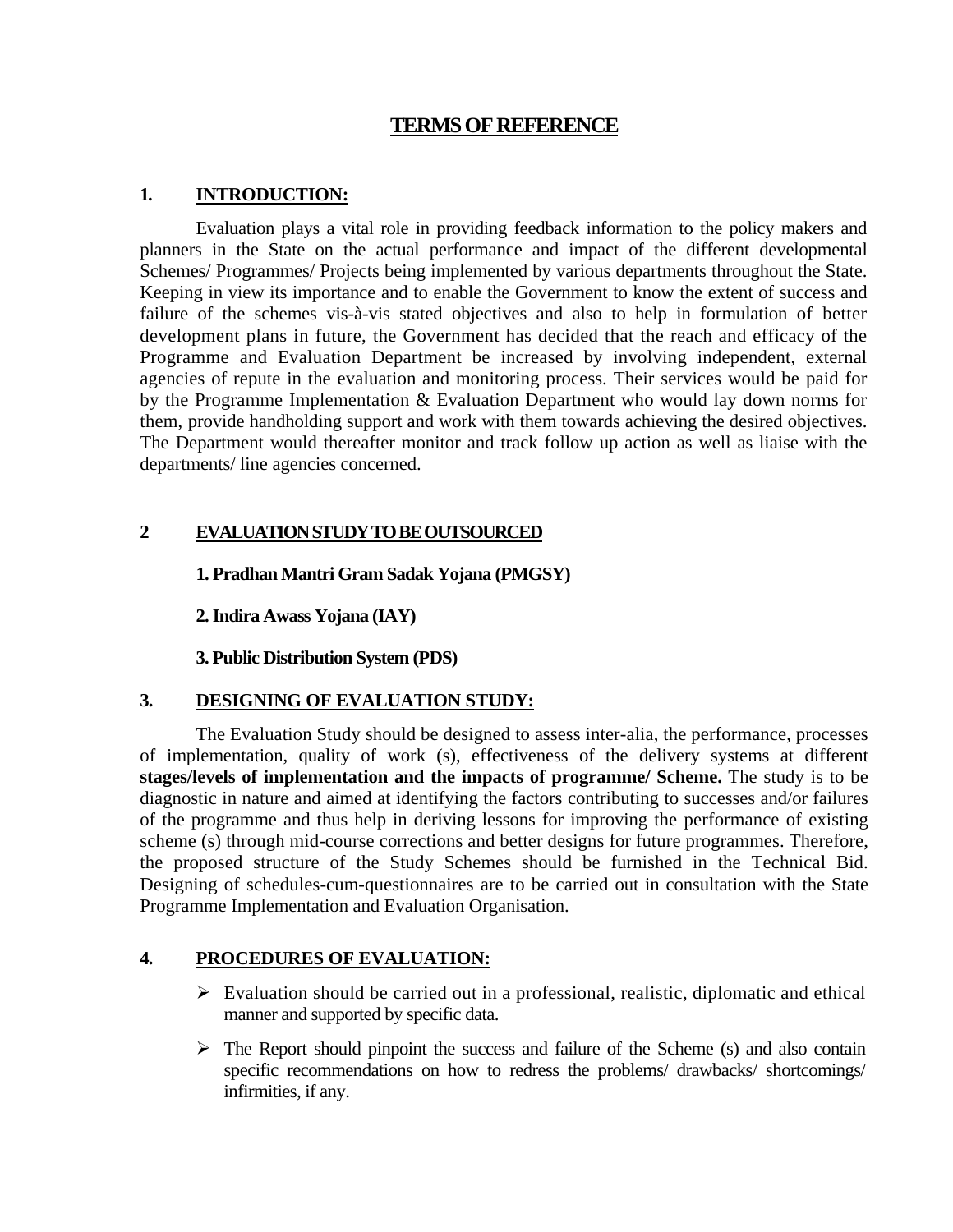# TERMS OF REFERENCE

## 1. INTRODUCTION:

Evaluation plays a vital role in providing feedback information to the policy makers and planners in the State on the actual performance and impact of the different developmental Schemes/ Programmes/ Projects being implemented by various departments throughout the State. Keeping in view its importance and to enable the Government to know the extent of success and failure of the schemes vis-à-vis stated objectives and also to help in formulation of better development plans in future, the Government has decided that the reach and efficacy of the Programme and Evaluation Department be increased by involving independent, external agencies of repute in the evaluation and monitoring process. Their services would be paid for by the Programme Implementation & Evaluation Department who would lay down norms for them, provide handholding support and work with them towards achieving the desired objectives. The Department would thereafter monitor and track follow up action as well as liaise with the departments/ line agencies concerned.

## 2 EVALUATION STUDY TO BE OUTSOURCED

**1. Pradhan Mantri Gram Sadak Yojana (PMGSY)**

**2. Indira Awass Yojana (IAY)**

**3. Public Distribution System (PDS)**

## 3. DESIGNING OF EVALUATION STUDY:

The Evaluation Study should be designed to assess inter-alia, the performance, processes of implementation, quality of work (s), effectiveness of the delivery systems at different **stages/levels of implementation and the impacts of programme/ Scheme.** The study is to be diagnostic in nature and aimed at identifying the factors contributing to successes and/or failures of the programme and thus help in deriving lessons for improving the performance of existing scheme (s) through mid-course corrections and better designs for future programmes. Therefore, the proposed structure of the Study Schemes should be furnished in the Technical Bid. Designing of schedules-cum-questionnaires are to be carried out in consultation with the State Programme Implementation and Evaluation Organisation.

## 4. PROCEDURES OF EVALUATION:

- Evaluation should be carried out in a professional, realistic, diplomatic and ethical manner and supported by specific data.
- The Report should pinpoint the success and failure of the Scheme (s) and also contain specific recommendations on how to redress the problems/ drawbacks/ shortcomings/ infirmities, if any.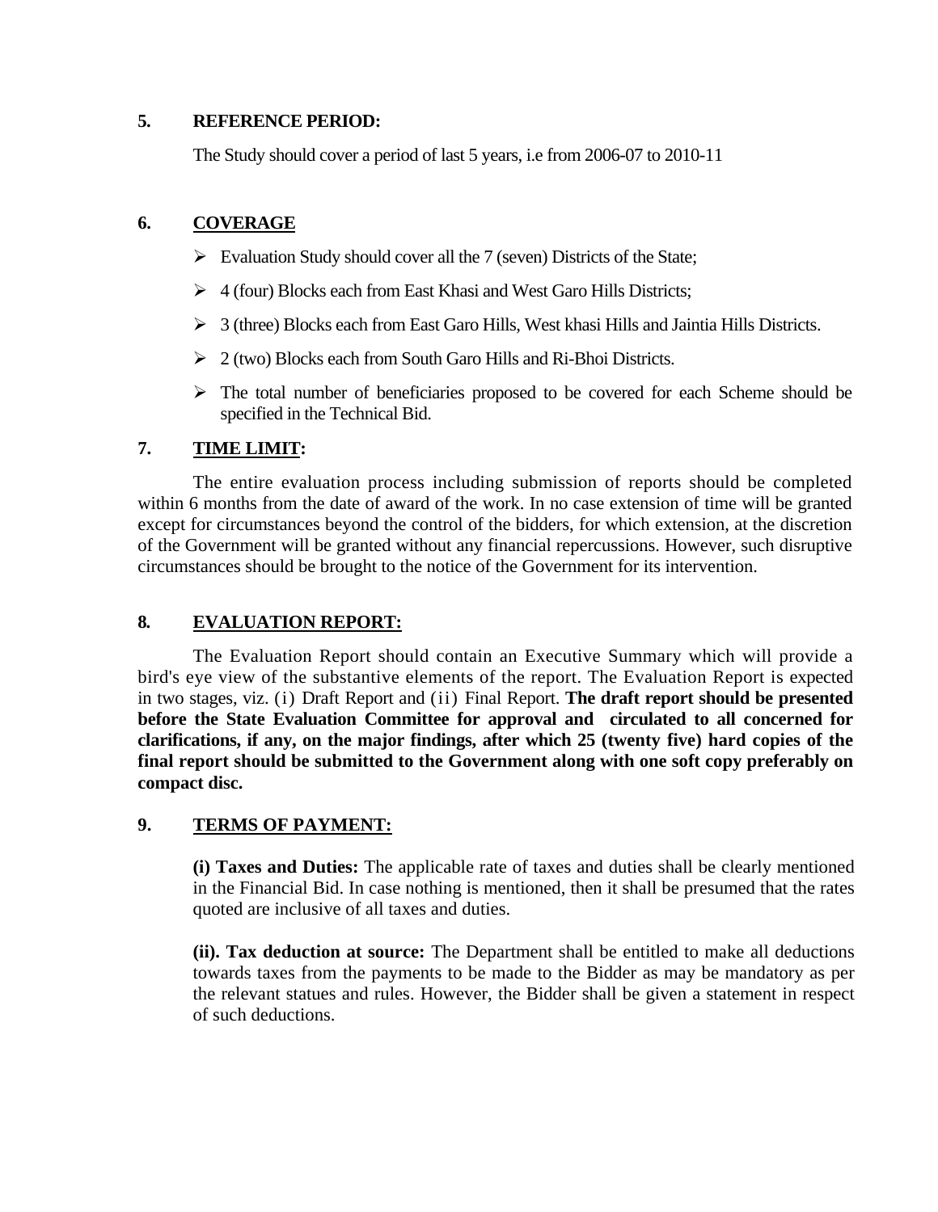## 5. REFERENCE PERIOD:

The Study should cover a period of last 5 years, i.e from 2006-07 to 2010-11

## 6. COVERAGE

- Evaluation Study should cover all the 7 (seven) Districts of the State;
- 4 (four) Blocks each from East Khasi and West Garo Hills Districts;
- 3 (three) Blocks each from East Garo Hills, West khasi Hills and Jaintia Hills Districts.
- 2 (two) Blocks each from South Garo Hills and Ri-Bhoi Districts.
- The total number of beneficiaries proposed to be covered for each Scheme should be specified in the Technical Bid.

## 7. TIME LIMIT:

The entire evaluation process including submission of reports should be completed within 6 months from the date of award of the work. In no case extension of time will be granted except for circumstances beyond the control of the bidders, for which extension, at the discretion of the Government will be granted without any financial repercussions. However, such disruptive circumstances should be brought to the notice of the Government for its intervention.

## 8. EVALUATION REPORT:

The Evaluation Report should contain an Executive Summary which will provide a bird's eye view of the substantive elements of the report. The Evaluation Report is expected in two stages, viz. (i) Draft Report and (ii) Final Report. **The draft report should be presented before the State Evaluation Committee for approval and circulated to all concerned for clarifications, if any, on the major findings, after which 25 (twenty five) hard copies of the final report should be submitted to the Government along with one soft copy preferably on compact disc.**

## 9. TERMS OF PAYMENT:

**(i) Taxes and Duties:** The applicable rate of taxes and duties shall be clearly mentioned in the Financial Bid. In case nothing is mentioned, then it shall be presumed that the rates quoted are inclusive of all taxes and duties.

**(ii). Tax deduction at source:** The Department shall be entitled to make all deductions towards taxes from the payments to be made to the Bidder as may be mandatory as per the relevant statues and rules. However, the Bidder shall be given a statement in respect of such deductions.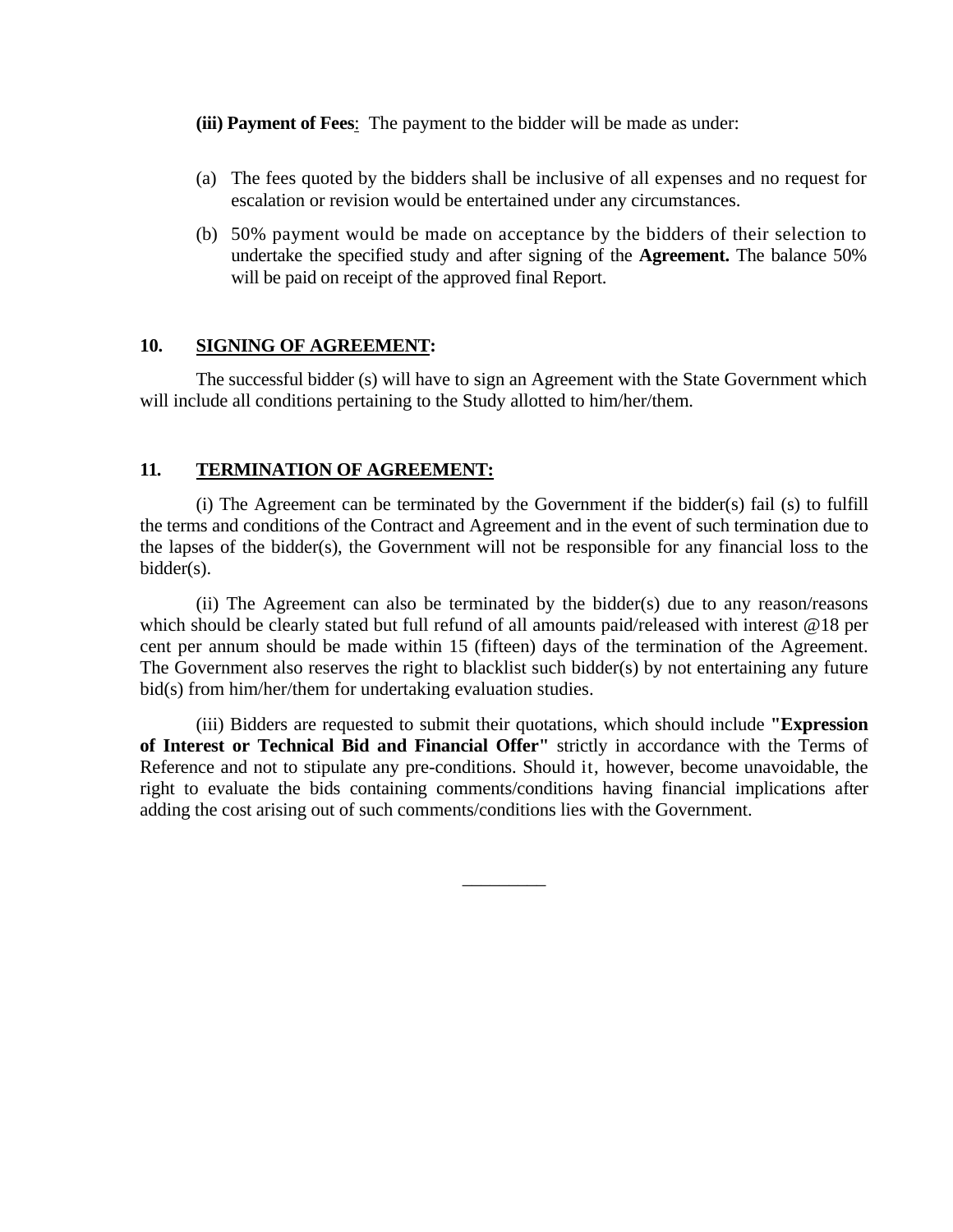**(iii) Payment of Fees**: The payment to the bidder will be made as under:

(a) The fees quoted by the bidders shall be inclusive of all expenses and no request for escalation or revision would be entertained under any circumstances.

(b) 50% payment would be made on acceptance by the bidders of their selection to undertake the specified study and after signing of the **Agreement.** The balance 50% will be paid on receipt of the approved final Report.

## 10. SIGNING OF AGREEMENT:

The successful bidder (s) will have to sign an Agreement with the State Government which will include all conditions pertaining to the Study allotted to him/her/them.

## 11. TERMINATION OF AGREEMENT:

(i) The Agreement can be terminated by the Government if the bidder(s) fail (s) to fulfill the terms and conditions of the Contract and Agreement and in the event of such termination due to the lapses of the bidder(s), the Government will not be responsible for any financial loss to the bidder(s).

(ii) The Agreement can also be terminated by the bidder(s) due to any reason/reasons which should be clearly stated but full refund of all amounts paid/released with interest @18 per cent per annum should be made within 15 (fifteen) days of the termination of the Agreement. The Government also reserves the right to blacklist such bidder(s) by not entertaining any future bid(s) from him/her/them for undertaking evaluation studies.

(iii) Bidders are requested to submit their quotations, which should include **"Expression of Interest or Technical Bid and Financial Offer"** strictly in accordance with the Terms of Reference and not to stipulate any pre-conditions. Should it, however, become unavoidable, the right to evaluate the bids containing comments/conditions having financial implications after adding the cost arising out of such comments/conditions lies with the Government.

\_\_\_\_\_\_\_\_\_